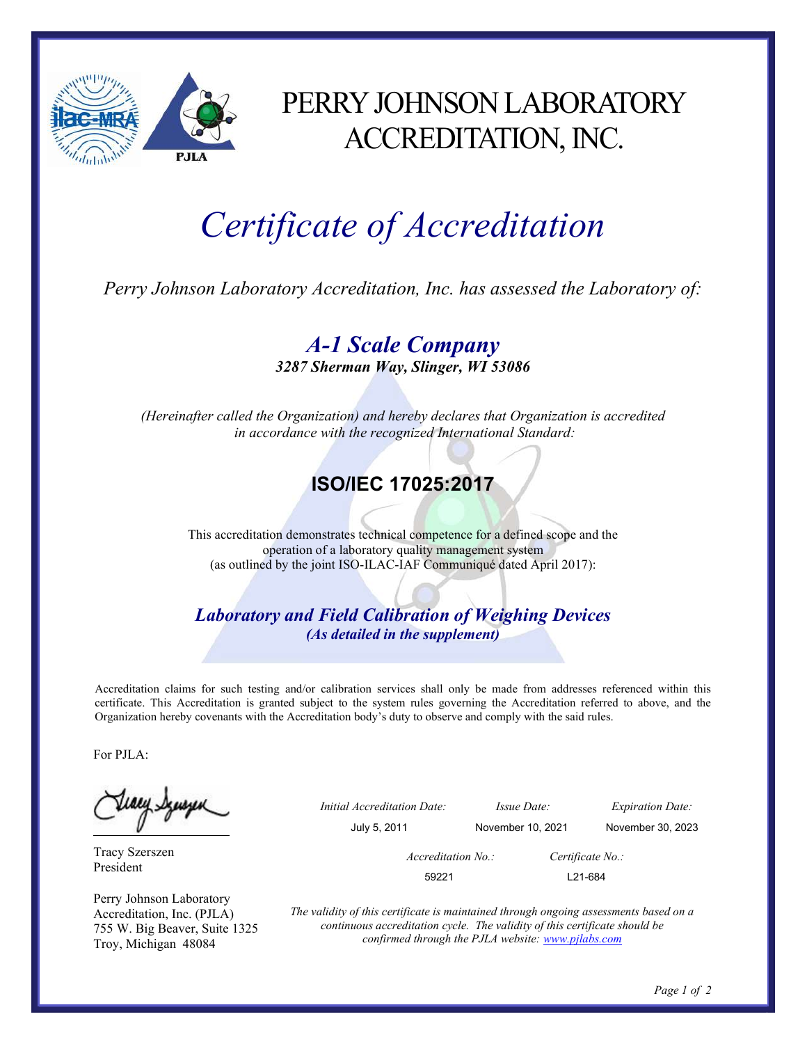# PERRY JOHNSON LABORATORY ACCREDITATION, INC.

# *Certificate of Accreditation*

*Perry Johnson Laboratory Accreditation, Inc. has assessed the Laboratory of:*

## ***A-1 Scale Company***

***3287 Sherman Way, Slinger, WI 53086***

*(Hereinafter called the Organization) and hereby declares that Organization is accredited in accordance with the recognized International Standard:*

## **ISO/IEC 17025:2017**

This accreditation demonstrates technical competence for a defined scope and the operation of a laboratory quality management system (as outlined by the joint ISO-ILAC-IAF Communiqué dated April 2017):

***Laboratory and Field Calibration of Weighing Devices***

***(As detailed in the supplement)***

Accreditation claims for such testing and/or calibration services shall only be made from addresses referenced within this certificate. This Accreditation is granted subject to the system rules governing the Accreditation referred to above, and the Organization hereby covenants with the Accreditation body's duty to observe and comply with the said rules.

For PJLA:

Tracy Szerszen
President

Perry Johnson Laboratory Accreditation, Inc. (PJLA)
755 W. Big Beaver, Suite 1325
Troy, Michigan 48084

| *Initial Accreditation Date:* | *Issue Date:* | *Expiration Date:* |
| --- | --- | --- |
| July 5, 2011 | November 10, 2021 | November 30, 2023 |

| *Accreditation No.:* | *Certificate No.:* |
| --- | --- |
| 59221 | L21-684 |

*The validity of this certificate is maintained through ongoing assessments based on a continuous accreditation cycle. The validity of this certificate should be confirmed through the PJLA website: www.pjlabs.com*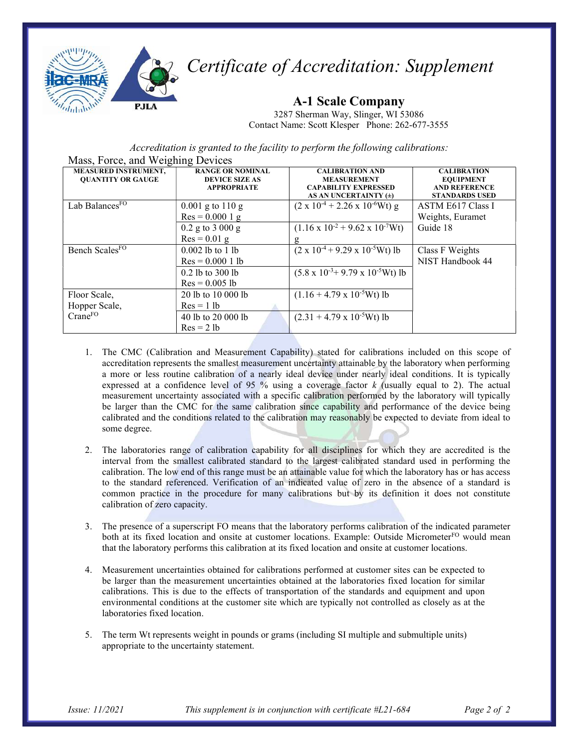# Certificate of Accreditation: Supplement

## A-1 Scale Company

3287 Sherman Way, Slinger, WI 53086
Contact Name: Scott Klesper Phone: 262-677-3555

*Accreditation is granted to the facility to perform the following calibrations:*

Mass, Force, and Weighing Devices

| MEASURED INSTRUMENT, QUANTITY OR GAUGE | RANGE OR NOMINAL DEVICE SIZE AS APPROPRIATE | CALIBRATION AND MEASUREMENT CAPABILITY EXPRESSED AS AN UNCERTAINTY (±) | CALIBRATION EQUIPMENT AND REFERENCE STANDARDS USED |
|---|---|---|---|
| Lab Balances$^{FO}$ | 0.001 g to 110 g<br>Res = 0.000 1 g | $(2 \times 10^{-4} + 2.26 \times 10^{-6}Wt)$ g | ASTM E617 Class I Weights, Euramet Guide 18 |
| | 0.2 g to 3 000 g<br>Res = 0.01 g | $(1.16 \times 10^{-2} + 9.62 \times 10^{-7}Wt)$ g | |
| Bench Scales$^{FO}$ | 0.002 lb to 1 lb<br>Res = 0.000 1 lb | $(2 \times 10^{-4} + 9.29 \times 10^{-5}Wt)$ lb | Class F Weights NIST Handbook 44 |
| | 0.2 lb to 300 lb<br>Res = 0.005 lb | $(5.8 \times 10^{-3} + 9.79 \times 10^{-5}Wt)$ lb | |
| Floor Scale, Hopper Scale, Crane$^{FO}$ | 20 lb to 10 000 lb<br>Res = 1 lb | $(1.16 + 4.79 \times 10^{-5}Wt)$ lb | |
| | 40 lb to 20 000 lb<br>Res = 2 lb | $(2.31 + 4.79 \times 10^{-5}Wt)$ lb | |

1. The CMC (Calibration and Measurement Capability) stated for calibrations included on this scope of accreditation represents the smallest measurement uncertainty attainable by the laboratory when performing a more or less routine calibration of a nearly ideal device under nearly ideal conditions. It is typically expressed at a confidence level of 95 % using a coverage factor $k$ (usually equal to 2). The actual measurement uncertainty associated with a specific calibration performed by the laboratory will typically be larger than the CMC for the same calibration since capability and performance of the device being calibrated and the conditions related to the calibration may reasonably be expected to deviate from ideal to some degree.

2. The laboratories range of calibration capability for all disciplines for which they are accredited is the interval from the smallest calibrated standard to the largest calibrated standard used in performing the calibration. The low end of this range must be an attainable value for which the laboratory has or has access to the standard referenced. Verification of an indicated value of zero in the absence of a standard is common practice in the procedure for many calibrations but by its definition it does not constitute calibration of zero capacity.

3. The presence of a superscript FO means that the laboratory performs calibration of the indicated parameter both at its fixed location and onsite at customer locations. Example: Outside Micrometer$^{FO}$ would mean that the laboratory performs this calibration at its fixed location and onsite at customer locations.

4. Measurement uncertainties obtained for calibrations performed at customer sites can be expected to be larger than the measurement uncertainties obtained at the laboratories fixed location for similar calibrations. This is due to the effects of transportation of the standards and equipment and upon environmental conditions at the customer site which are typically not controlled as closely as at the laboratories fixed location.

5. The term Wt represents weight in pounds or grams (including SI multiple and submultiple units) appropriate to the uncertainty statement.

*Issue: 11/2021* *This supplement is in conjunction with certificate #L21-684*